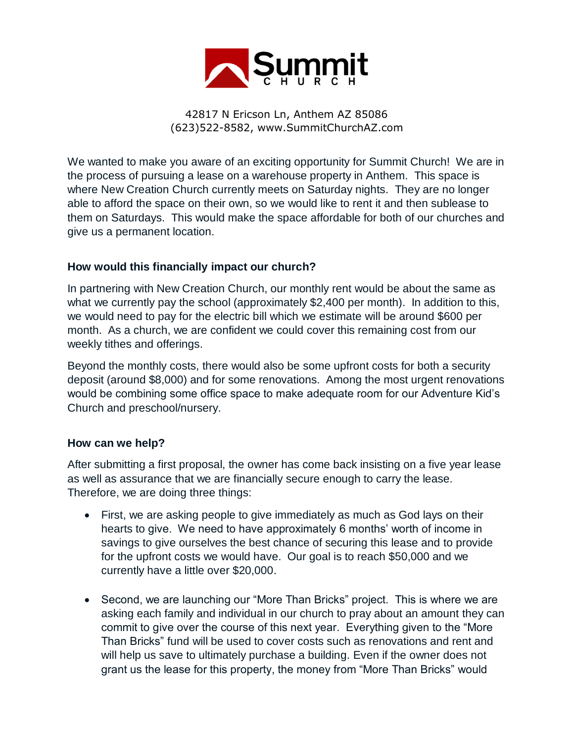# Summit Church

42817 N Ericson Ln, Anthem AZ 85086
(623)522-8582, www.SummitChurchAZ.com

We wanted to make you aware of an exciting opportunity for Summit Church! We are in the process of pursuing a lease on a warehouse property in Anthem. This space is where New Creation Church currently meets on Saturday nights. They are no longer able to afford the space on their own, so we would like to rent it and then sublease to them on Saturdays. This would make the space affordable for both of our churches and give us a permanent location.

**How would this financially impact our church?**

In partnering with New Creation Church, our monthly rent would be about the same as what we currently pay the school (approximately $2,400 per month). In addition to this, we would need to pay for the electric bill which we estimate will be around $600 per month. As a church, we are confident we could cover this remaining cost from our weekly tithes and offerings.

Beyond the monthly costs, there would also be some upfront costs for both a security deposit (around $8,000) and for some renovations. Among the most urgent renovations would be combining some office space to make adequate room for our Adventure Kid's Church and preschool/nursery.

**How can we help?**

After submitting a first proposal, the owner has come back insisting on a five year lease as well as assurance that we are financially secure enough to carry the lease. Therefore, we are doing three things:

- First, we are asking people to give immediately as much as God lays on their hearts to give. We need to have approximately 6 months' worth of income in savings to give ourselves the best chance of securing this lease and to provide for the upfront costs we would have. Our goal is to reach $50,000 and we currently have a little over $20,000.

- Second, we are launching our "More Than Bricks" project. This is where we are asking each family and individual in our church to pray about an amount they can commit to give over the course of this next year. Everything given to the "More Than Bricks" fund will be used to cover costs such as renovations and rent and will help us save to ultimately purchase a building. Even if the owner does not grant us the lease for this property, the money from "More Than Bricks" would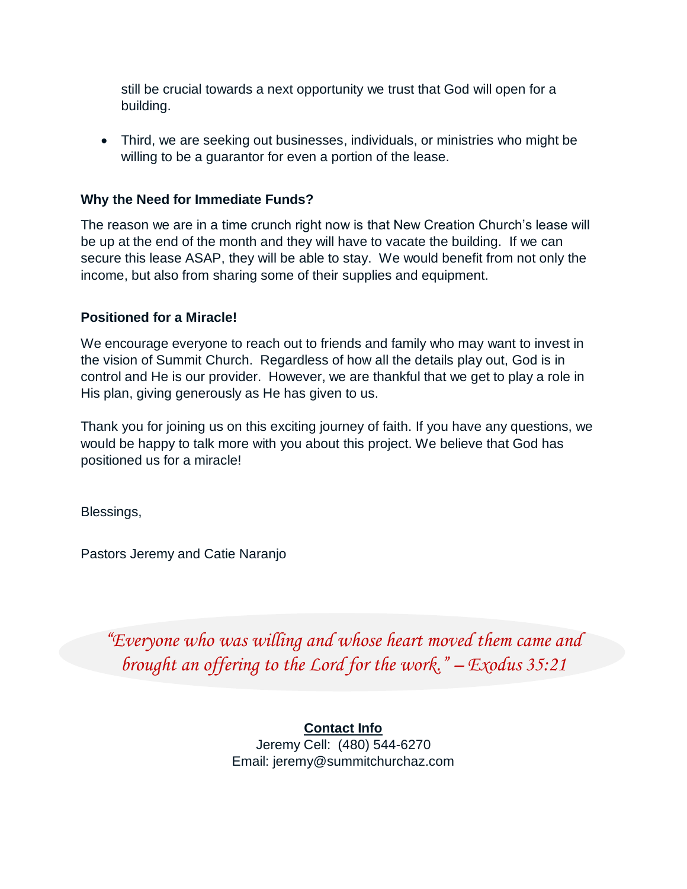still be crucial towards a next opportunity we trust that God will open for a building.

- Third, we are seeking out businesses, individuals, or ministries who might be willing to be a guarantor for even a portion of the lease.

**Why the Need for Immediate Funds?**

The reason we are in a time crunch right now is that New Creation Church's lease will be up at the end of the month and they will have to vacate the building. If we can secure this lease ASAP, they will be able to stay. We would benefit from not only the income, but also from sharing some of their supplies and equipment.

**Positioned for a Miracle!**

We encourage everyone to reach out to friends and family who may want to invest in the vision of Summit Church. Regardless of how all the details play out, God is in control and He is our provider. However, we are thankful that we get to play a role in His plan, giving generously as He has given to us.

Thank you for joining us on this exciting journey of faith. If you have any questions, we would be happy to talk more with you about this project. We believe that God has positioned us for a miracle!

Blessings,

Pastors Jeremy and Catie Naranjo

*"Everyone who was willing and whose heart moved them came and brought an offering to the Lord for the work." – Exodus 35:21*

**Contact Info**

Jeremy Cell: (480) 544-6270

Email: jeremy@summitchurchaz.com